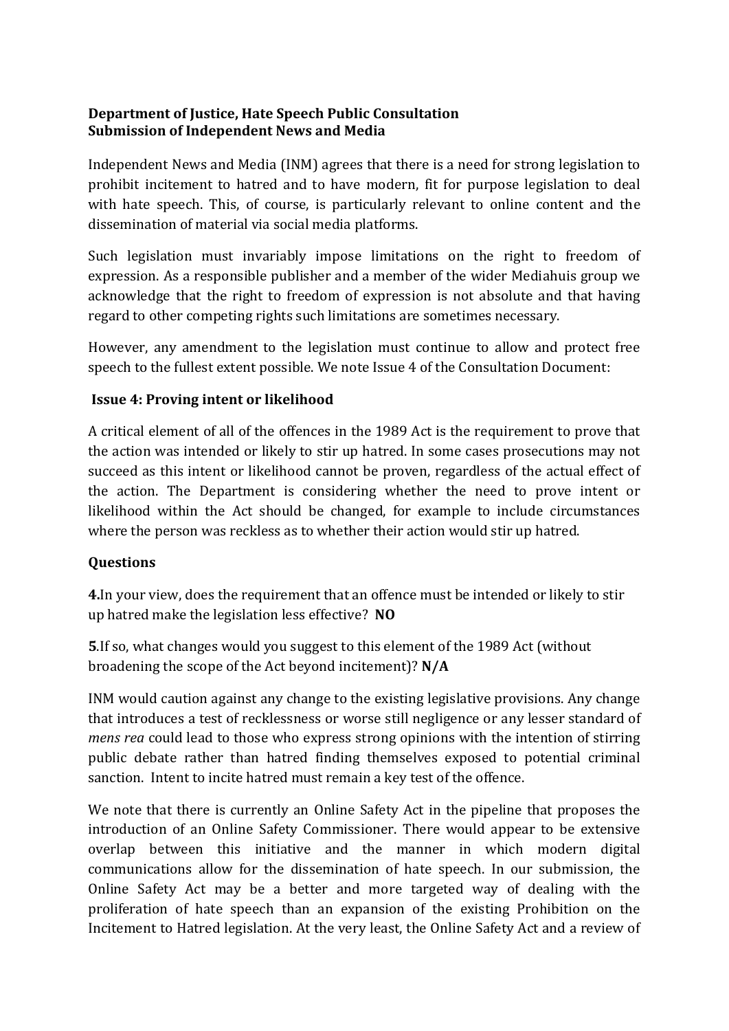**Department of Justice, Hate Speech Public Consultation**
**Submission of Independent News and Media**

Independent News and Media (INM) agrees that there is a need for strong legislation to prohibit incitement to hatred and to have modern, fit for purpose legislation to deal with hate speech. This, of course, is particularly relevant to online content and the dissemination of material via social media platforms.

Such legislation must invariably impose limitations on the right to freedom of expression. As a responsible publisher and a member of the wider Mediahuis group we acknowledge that the right to freedom of expression is not absolute and that having regard to other competing rights such limitations are sometimes necessary.

However, any amendment to the legislation must continue to allow and protect free speech to the fullest extent possible. We note Issue 4 of the Consultation Document:

**Issue 4: Proving intent or likelihood**

A critical element of all of the offences in the 1989 Act is the requirement to prove that the action was intended or likely to stir up hatred. In some cases prosecutions may not succeed as this intent or likelihood cannot be proven, regardless of the actual effect of the action. The Department is considering whether the need to prove intent or likelihood within the Act should be changed, for example to include circumstances where the person was reckless as to whether their action would stir up hatred.

**Questions**

**4.** In your view, does the requirement that an offence must be intended or likely to stir up hatred make the legislation less effective? **NO**

**5.** If so, what changes would you suggest to this element of the 1989 Act (without broadening the scope of the Act beyond incitement)? **N/A**

INM would caution against any change to the existing legislative provisions. Any change that introduces a test of recklessness or worse still negligence or any lesser standard of *mens rea* could lead to those who express strong opinions with the intention of stirring public debate rather than hatred finding themselves exposed to potential criminal sanction. Intent to incite hatred must remain a key test of the offence.

We note that there is currently an Online Safety Act in the pipeline that proposes the introduction of an Online Safety Commissioner. There would appear to be extensive overlap between this initiative and the manner in which modern digital communications allow for the dissemination of hate speech. In our submission, the Online Safety Act may be a better and more targeted way of dealing with the proliferation of hate speech than an expansion of the existing Prohibition on the Incitement to Hatred legislation. At the very least, the Online Safety Act and a review of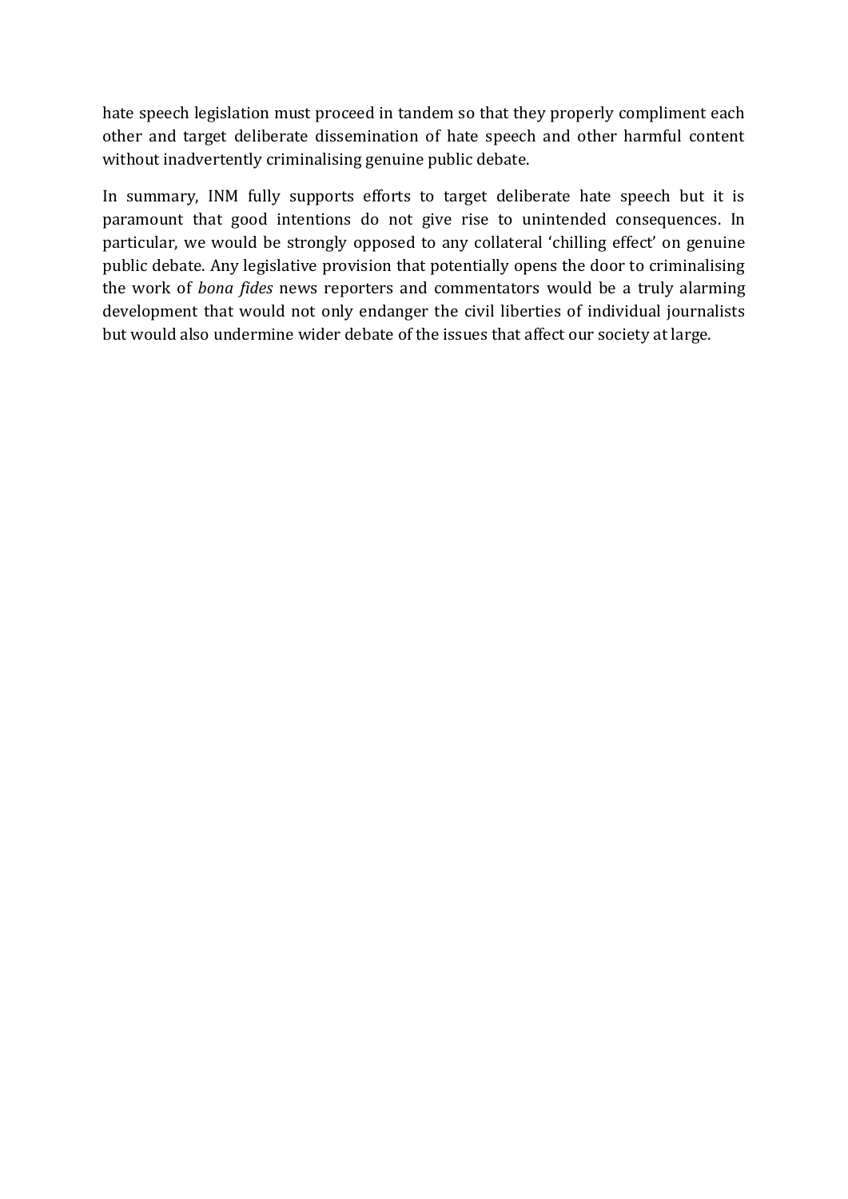hate speech legislation must proceed in tandem so that they properly compliment each other and target deliberate dissemination of hate speech and other harmful content without inadvertently criminalising genuine public debate.

In summary, INM fully supports efforts to target deliberate hate speech but it is paramount that good intentions do not give rise to unintended consequences. In particular, we would be strongly opposed to any collateral 'chilling effect' on genuine public debate. Any legislative provision that potentially opens the door to criminalising the work of *bona fides* news reporters and commentators would be a truly alarming development that would not only endanger the civil liberties of individual journalists but would also undermine wider debate of the issues that affect our society at large.